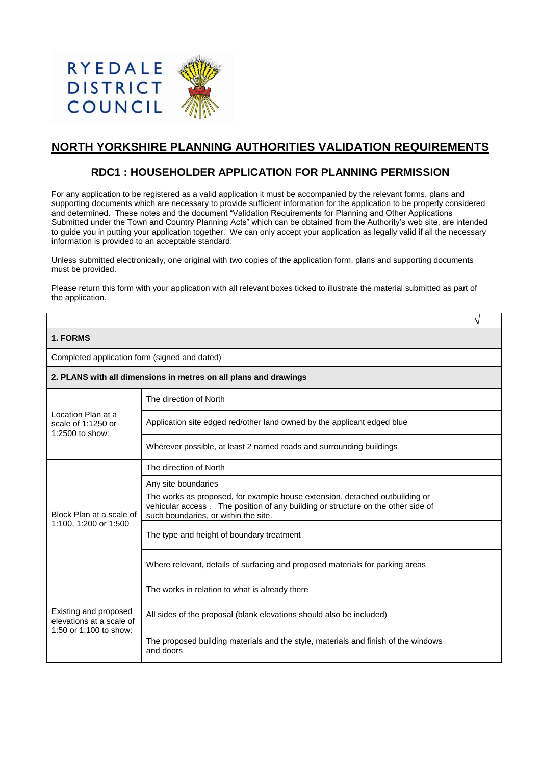RYEDALE DISTRICT COUNCIL

# NORTH YORKSHIRE PLANNING AUTHORITIES VALIDATION REQUIREMENTS

## RDC1 : HOUSEHOLDER APPLICATION FOR PLANNING PERMISSION

For any application to be registered as a valid application it must be accompanied by the relevant forms, plans and supporting documents which are necessary to provide sufficient information for the application to be properly considered and determined. These notes and the document "Validation Requirements for Planning and Other Applications Submitted under the Town and Country Planning Acts" which can be obtained from the Authority's web site, are intended to guide you in putting your application together. We can only accept your application as legally valid if all the necessary information is provided to an acceptable standard.

Unless submitted electronically, one original with two copies of the application form, plans and supporting documents must be provided.

Please return this form with your application with all relevant boxes ticked to illustrate the material submitted as part of the application.

| | | √ |
|---|---|---|
| **1. FORMS** | | |
| Completed application form (signed and dated) | | |
| **2. PLANS with all dimensions in metres on all plans and drawings** | | |
| Location Plan at a scale of 1:1250 or 1:2500 to show: | The direction of North | |
| | Application site edged red/other land owned by the applicant edged blue | |
| | Wherever possible, at least 2 named roads and surrounding buildings | |
| Block Plan at a scale of 1:100, 1:200 or 1:500 | The direction of North | |
| | Any site boundaries | |
| | The works as proposed, for example house extension, detached outbuilding or vehicular access . The position of any building or structure on the other side of such boundaries, or within the site. | |
| | The type and height of boundary treatment | |
| | Where relevant, details of surfacing and proposed materials for parking areas | |
| Existing and proposed elevations at a scale of 1:50 or 1:100 to show: | The works in relation to what is already there | |
| | All sides of the proposal (blank elevations should also be included) | |
| | The proposed building materials and the style, materials and finish of the windows and doors | |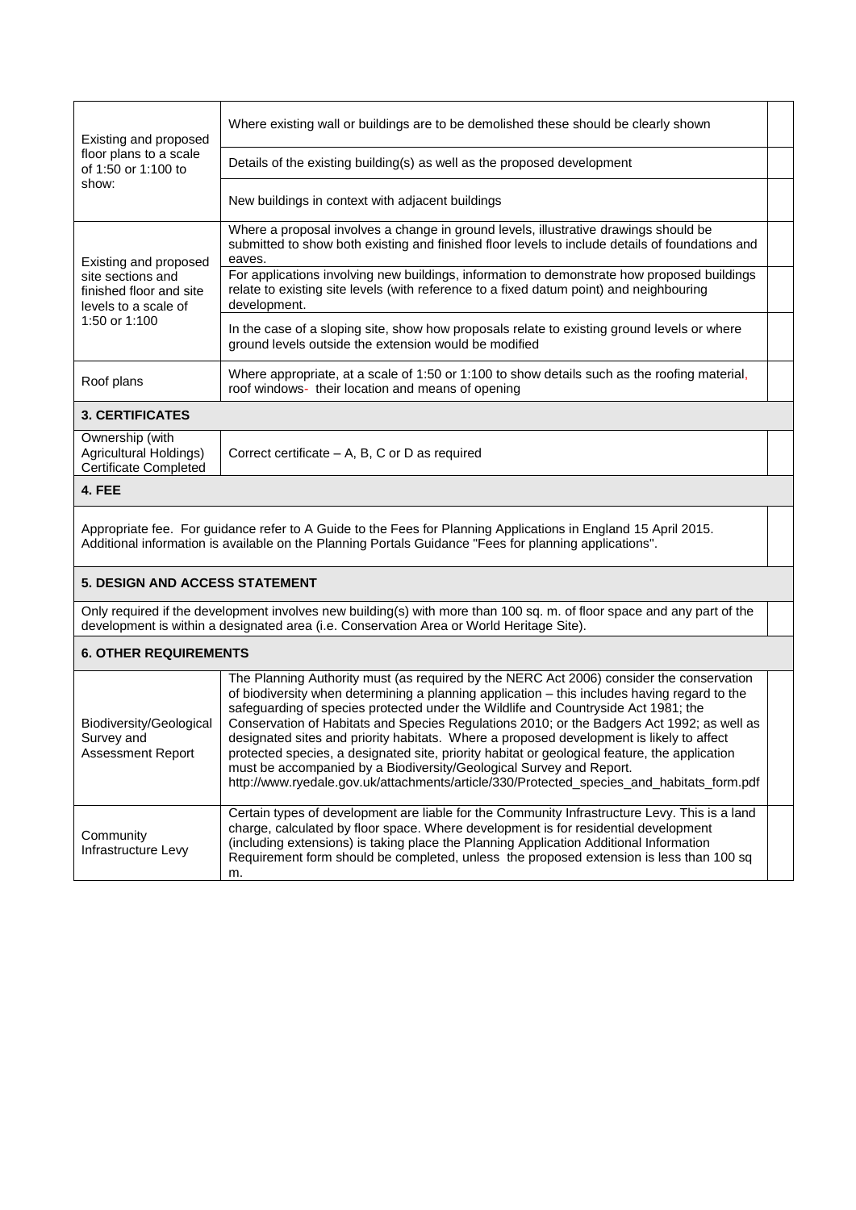| | | |
|---|---|---|
| Existing and proposed floor plans to a scale of 1:50 or 1:100 to show: | Where existing wall or buildings are to be demolished these should be clearly shown | |
| | Details of the existing building(s) as well as the proposed development | |
| | New buildings in context with adjacent buildings | |
| Existing and proposed site sections and finished floor and site levels to a scale of 1:50 or 1:100 | Where a proposal involves a change in ground levels, illustrative drawings should be submitted to show both existing and finished floor levels to include details of foundations and eaves. | |
| | For applications involving new buildings, information to demonstrate how proposed buildings relate to existing site levels (with reference to a fixed datum point) and neighbouring development. | |
| | In the case of a sloping site, show how proposals relate to existing ground levels or where ground levels outside the extension would be modified | |
| Roof plans | Where appropriate, at a scale of 1:50 or 1:100 to show details such as the roofing material, roof windows- their location and means of opening | |
| **3. CERTIFICATES** | | |
| Ownership (with Agricultural Holdings) Certificate Completed | Correct certificate – A, B, C or D as required | |
| **4. FEE** | | |
| Appropriate fee. For guidance refer to A Guide to the Fees for Planning Applications in England 15 April 2015. Additional information is available on the Planning Portals Guidance "Fees for planning applications". | | |
| **5. DESIGN AND ACCESS STATEMENT** | | |
| Only required if the development involves new building(s) with more than 100 sq. m. of floor space and any part of the development is within a designated area (i.e. Conservation Area or World Heritage Site). | | |
| **6. OTHER REQUIREMENTS** | | |
| Biodiversity/Geological Survey and Assessment Report | The Planning Authority must (as required by the NERC Act 2006) consider the conservation of biodiversity when determining a planning application – this includes having regard to the safeguarding of species protected under the Wildlife and Countryside Act 1981; the Conservation of Habitats and Species Regulations 2010; or the Badgers Act 1992; as well as designated sites and priority habitats. Where a proposed development is likely to affect protected species, a designated site, priority habitat or geological feature, the application must be accompanied by a Biodiversity/Geological Survey and Report. http://www.ryedale.gov.uk/attachments/article/330/Protected_species_and_habitats_form.pdf | |
| Community Infrastructure Levy | Certain types of development are liable for the Community Infrastructure Levy. This is a land charge, calculated by floor space. Where development is for residential development (including extensions) is taking place the Planning Application Additional Information Requirement form should be completed, unless the proposed extension is less than 100 sq m. | |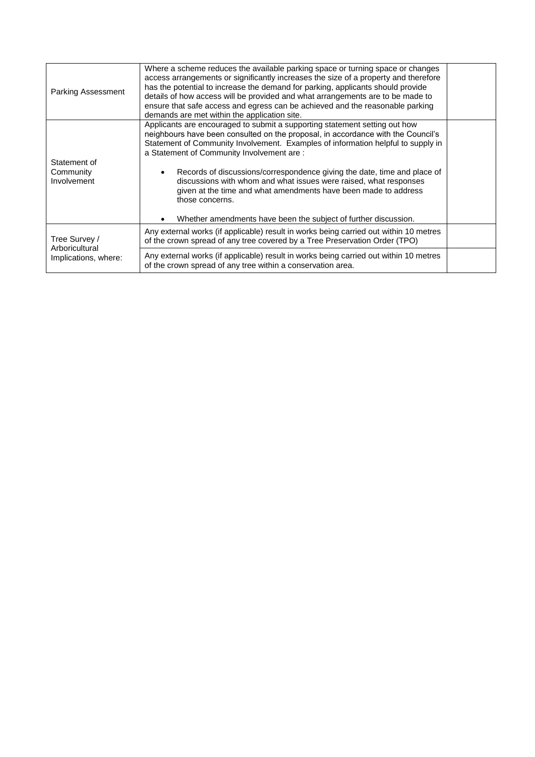| | | |
|---|---|---|
| Parking Assessment | Where a scheme reduces the available parking space or turning space or changes access arrangements or significantly increases the size of a property and therefore has the potential to increase the demand for parking, applicants should provide details of how access will be provided and what arrangements are to be made to ensure that safe access and egress can be achieved and the reasonable parking demands are met within the application site. | |
| Statement of Community Involvement | Applicants are encouraged to submit a supporting statement setting out how neighbours have been consulted on the proposal, in accordance with the Council's Statement of Community Involvement. Examples of information helpful to supply in a Statement of Community Involvement are :<br><br>• Records of discussions/correspondence giving the date, time and place of discussions with whom and what issues were raised, what responses given at the time and what amendments have been made to address those concerns.<br><br>• Whether amendments have been the subject of further discussion. | |
| Tree Survey / Arboricultural Implications, where: | Any external works (if applicable) result in works being carried out within 10 metres of the crown spread of any tree covered by a Tree Preservation Order (TPO) | |
| | Any external works (if applicable) result in works being carried out within 10 metres of the crown spread of any tree within a conservation area. | |